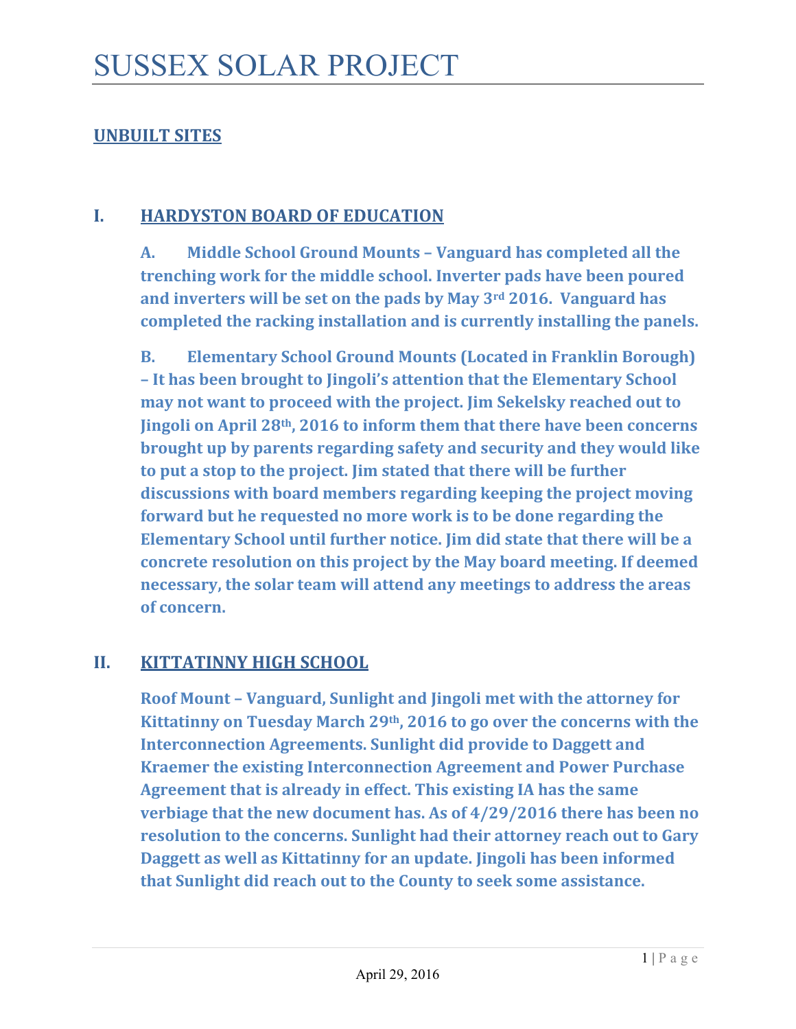# SUSSEX SOLAR PROJECT

## UNBUILT SITES

### I. HARDYSTON BOARD OF EDUCATION

**A. Middle School Ground Mounts – Vanguard has completed all the trenching work for the middle school. Inverter pads have been poured and inverters will be set on the pads by May 3rd 2016. Vanguard has completed the racking installation and is currently installing the panels.**

**B. Elementary School Ground Mounts (Located in Franklin Borough) – It has been brought to Jingoli's attention that the Elementary School may not want to proceed with the project. Jim Sekelsky reached out to Jingoli on April 28th, 2016 to inform them that there have been concerns brought up by parents regarding safety and security and they would like to put a stop to the project. Jim stated that there will be further discussions with board members regarding keeping the project moving forward but he requested no more work is to be done regarding the Elementary School until further notice. Jim did state that there will be a concrete resolution on this project by the May board meeting. If deemed necessary, the solar team will attend any meetings to address the areas of concern.**

### II. KITTATINNY HIGH SCHOOL

**Roof Mount – Vanguard, Sunlight and Jingoli met with the attorney for Kittatinny on Tuesday March 29th, 2016 to go over the concerns with the Interconnection Agreements. Sunlight did provide to Daggett and Kraemer the existing Interconnection Agreement and Power Purchase Agreement that is already in effect. This existing IA has the same verbiage that the new document has. As of 4/29/2016 there has been no resolution to the concerns. Sunlight had their attorney reach out to Gary Daggett as well as Kittatinny for an update. Jingoli has been informed that Sunlight did reach out to the County to seek some assistance.**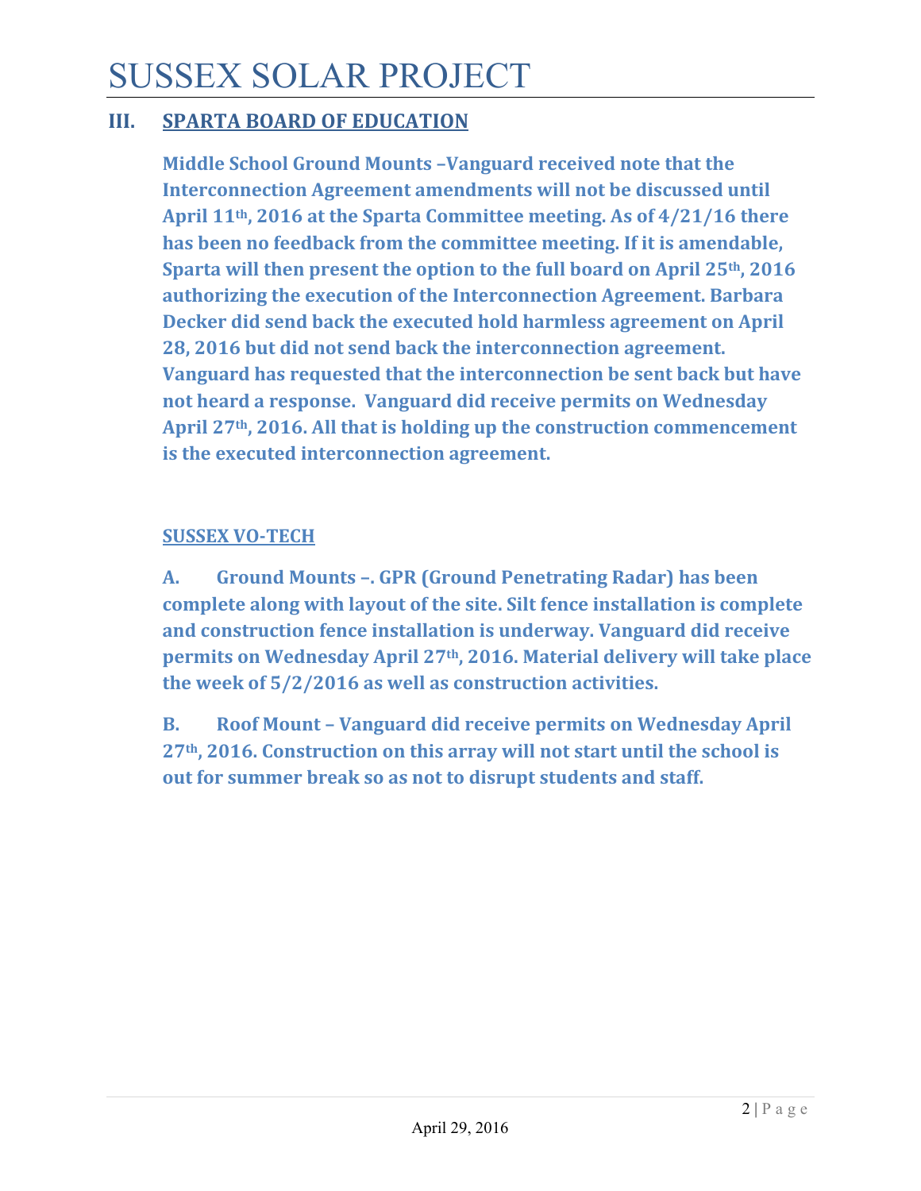## III. SPARTA BOARD OF EDUCATION

**Middle School Ground Mounts –Vanguard received note that the Interconnection Agreement amendments will not be discussed until April 11th, 2016 at the Sparta Committee meeting. As of 4/21/16 there has been no feedback from the committee meeting. If it is amendable, Sparta will then present the option to the full board on April 25th, 2016 authorizing the execution of the Interconnection Agreement. Barbara Decker did send back the executed hold harmless agreement on April 28, 2016 but did not send back the interconnection agreement. Vanguard has requested that the interconnection be sent back but have not heard a response. Vanguard did receive permits on Wednesday April 27th, 2016. All that is holding up the construction commencement is the executed interconnection agreement.**

### SUSSEX VO-TECH

**A. Ground Mounts –. GPR (Ground Penetrating Radar) has been complete along with layout of the site. Silt fence installation is complete and construction fence installation is underway. Vanguard did receive permits on Wednesday April 27th, 2016. Material delivery will take place the week of 5/2/2016 as well as construction activities.**

**B. Roof Mount – Vanguard did receive permits on Wednesday April 27th, 2016. Construction on this array will not start until the school is out for summer break so as not to disrupt students and staff.**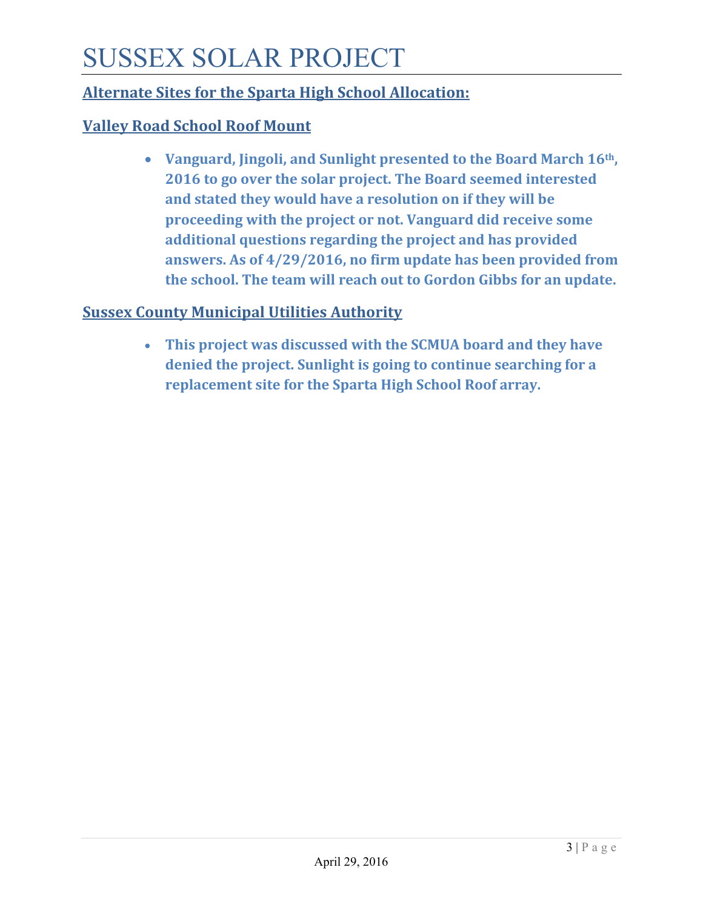# SUSSEX SOLAR PROJECT

## Alternate Sites for the Sparta High School Allocation:

### Valley Road School Roof Mount

- **Vanguard, Jingoli, and Sunlight presented to the Board March 16th, 2016 to go over the solar project. The Board seemed interested and stated they would have a resolution on if they will be proceeding with the project or not. Vanguard did receive some additional questions regarding the project and has provided answers. As of 4/29/2016, no firm update has been provided from the school. The team will reach out to Gordon Gibbs for an update.**

### Sussex County Municipal Utilities Authority

- **This project was discussed with the SCMUA board and they have denied the project. Sunlight is going to continue searching for a replacement site for the Sparta High School Roof array.**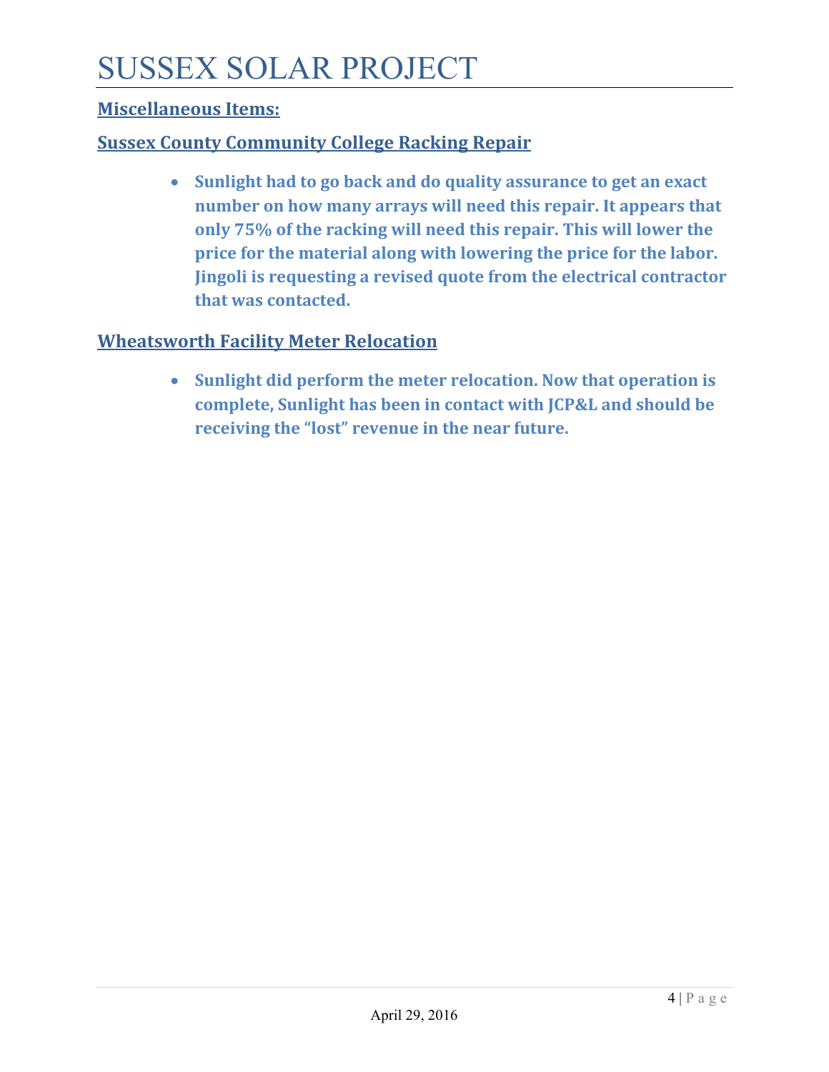# SUSSEX SOLAR PROJECT

## Miscellaneous Items:

### Sussex County Community College Racking Repair

- **Sunlight had to go back and do quality assurance to get an exact number on how many arrays will need this repair. It appears that only 75% of the racking will need this repair. This will lower the price for the material along with lowering the price for the labor. Jingoli is requesting a revised quote from the electrical contractor that was contacted.**

### Wheatsworth Facility Meter Relocation

- **Sunlight did perform the meter relocation. Now that operation is complete, Sunlight has been in contact with JCP&L and should be receiving the "lost" revenue in the near future.**

April 29, 2016